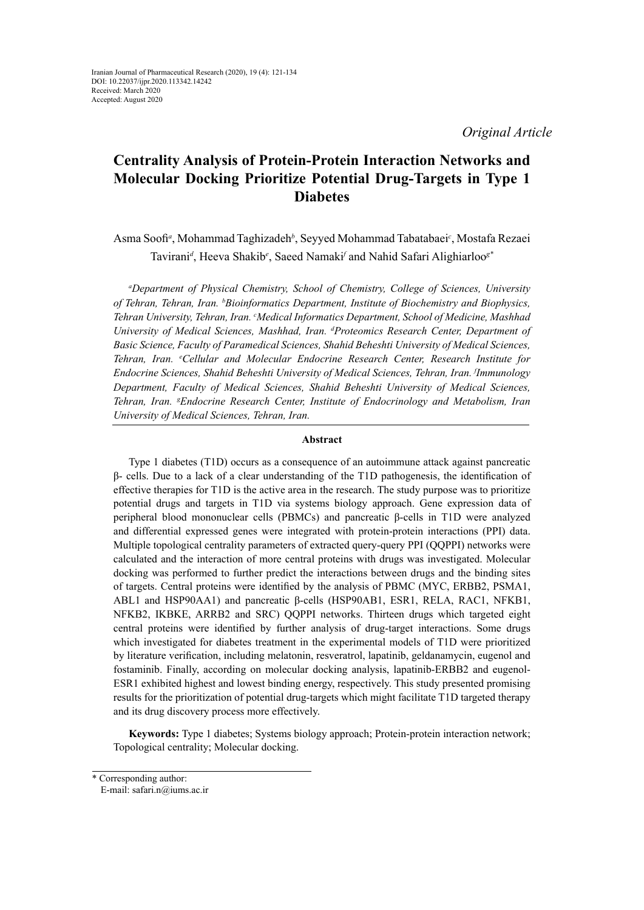Iranian Journal of Pharmaceutical Research (2020), 19 (4): 121-134
DOI: 10.22037/ijpr.2020.113342.14242
Received: March 2020
Accepted: August 2020

*Original Article*

# Centrality Analysis of Protein-Protein Interaction Networks and Molecular Docking Prioritize Potential Drug-Targets in Type 1 Diabetes

Asma Soofi[a], Mohammad Taghizadeh[b], Seyyed Mohammad Tabatabaei[c], Mostafa Rezaei Tavirani[d], Heeva Shakib[e], Saeed Namaki[f] and Nahid Safari Alighiarloo[g*]

*[a]Department of Physical Chemistry, School of Chemistry, College of Sciences, University of Tehran, Tehran, Iran. [b]Bioinformatics Department, Institute of Biochemistry and Biophysics, Tehran University, Tehran, Iran. [c]Medical Informatics Department, School of Medicine, Mashhad University of Medical Sciences, Mashhad, Iran. [d]Proteomics Research Center, Department of Basic Science, Faculty of Paramedical Sciences, Shahid Beheshti University of Medical Sciences, Tehran, Iran. [e]Cellular and Molecular Endocrine Research Center, Research Institute for Endocrine Sciences, Shahid Beheshti University of Medical Sciences, Tehran, Iran. [f]Immunology Department, Faculty of Medical Sciences, Shahid Beheshti University of Medical Sciences, Tehran, Iran. [g]Endocrine Research Center, Institute of Endocrinology and Metabolism, Iran University of Medical Sciences, Tehran, Iran.*

## Abstract

Type 1 diabetes (T1D) occurs as a consequence of an autoimmune attack against pancreatic β- cells. Due to a lack of a clear understanding of the T1D pathogenesis, the identification of effective therapies for T1D is the active area in the research. The study purpose was to prioritize potential drugs and targets in T1D via systems biology approach. Gene expression data of peripheral blood mononuclear cells (PBMCs) and pancreatic β-cells in T1D were analyzed and differential expressed genes were integrated with protein-protein interactions (PPI) data. Multiple topological centrality parameters of extracted query-query PPI (QQPPI) networks were calculated and the interaction of more central proteins with drugs was investigated. Molecular docking was performed to further predict the interactions between drugs and the binding sites of targets. Central proteins were identified by the analysis of PBMC (MYC, ERBB2, PSMA1, ABL1 and HSP90AA1) and pancreatic β-cells (HSP90AB1, ESR1, RELA, RAC1, NFKB1, NFKB2, IKBKE, ARRB2 and SRC) QQPPI networks. Thirteen drugs which targeted eight central proteins were identified by further analysis of drug-target interactions. Some drugs which investigated for diabetes treatment in the experimental models of T1D were prioritized by literature verification, including melatonin, resveratrol, lapatinib, geldanamycin, eugenol and fostaminib. Finally, according on molecular docking analysis, lapatinib-ERBB2 and eugenol-ESR1 exhibited highest and lowest binding energy, respectively. This study presented promising results for the prioritization of potential drug-targets which might facilitate T1D targeted therapy and its drug discovery process more effectively.

**Keywords:** Type 1 diabetes; Systems biology approach; Protein-protein interaction network; Topological centrality; Molecular docking.

* Corresponding author:
E-mail: safari.n@iums.ac.ir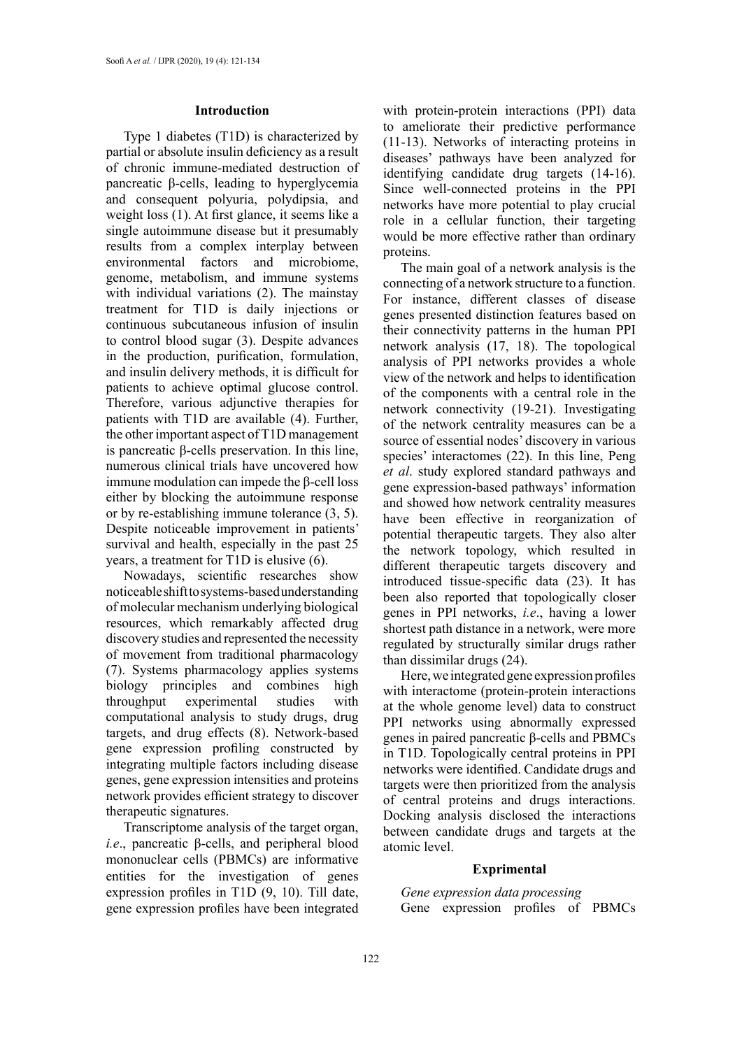## Introduction

Type 1 diabetes (T1D) is characterized by partial or absolute insulin deficiency as a result of chronic immune-mediated destruction of pancreatic β-cells, leading to hyperglycemia and consequent polyuria, polydipsia, and weight loss (1). At first glance, it seems like a single autoimmune disease but it presumably results from a complex interplay between environmental factors and microbiome, genome, metabolism, and immune systems with individual variations (2). The mainstay treatment for T1D is daily injections or continuous subcutaneous infusion of insulin to control blood sugar (3). Despite advances in the production, purification, formulation, and insulin delivery methods, it is difficult for patients to achieve optimal glucose control. Therefore, various adjunctive therapies for patients with T1D are available (4). Further, the other important aspect of T1D management is pancreatic β-cells preservation. In this line, numerous clinical trials have uncovered how immune modulation can impede the β-cell loss either by blocking the autoimmune response or by re-establishing immune tolerance (3, 5). Despite noticeable improvement in patients' survival and health, especially in the past 25 years, a treatment for T1D is elusive (6).

Nowadays, scientific researches show noticeable shift to systems-based understanding of molecular mechanism underlying biological resources, which remarkably affected drug discovery studies and represented the necessity of movement from traditional pharmacology (7). Systems pharmacology applies systems biology principles and combines high throughput experimental studies with computational analysis to study drugs, drug targets, and drug effects (8). Network-based gene expression profiling constructed by integrating multiple factors including disease genes, gene expression intensities and proteins network provides efficient strategy to discover therapeutic signatures.

Transcriptome analysis of the target organ, *i.e*., pancreatic β-cells, and peripheral blood mononuclear cells (PBMCs) are informative entities for the investigation of genes expression profiles in T1D (9, 10). Till date, gene expression profiles have been integrated with protein-protein interactions (PPI) data to ameliorate their predictive performance (11-13). Networks of interacting proteins in diseases' pathways have been analyzed for identifying candidate drug targets (14-16). Since well-connected proteins in the PPI networks have more potential to play crucial role in a cellular function, their targeting would be more effective rather than ordinary proteins.

The main goal of a network analysis is the connecting of a network structure to a function. For instance, different classes of disease genes presented distinction features based on their connectivity patterns in the human PPI network analysis (17, 18). The topological analysis of PPI networks provides a whole view of the network and helps to identification of the components with a central role in the network connectivity (19-21). Investigating of the network centrality measures can be a source of essential nodes' discovery in various species' interactomes (22). In this line, Peng *et al*. study explored standard pathways and gene expression-based pathways' information and showed how network centrality measures have been effective in reorganization of potential therapeutic targets. They also alter the network topology, which resulted in different therapeutic targets discovery and introduced tissue-specific data (23). It has been also reported that topologically closer genes in PPI networks, *i.e*., having a lower shortest path distance in a network, were more regulated by structurally similar drugs rather than dissimilar drugs (24).

Here, we integrated gene expression profiles with interactome (protein-protein interactions at the whole genome level) data to construct PPI networks using abnormally expressed genes in paired pancreatic β-cells and PBMCs in T1D. Topologically central proteins in PPI networks were identified. Candidate drugs and targets were then prioritized from the analysis of central proteins and drugs interactions. Docking analysis disclosed the interactions between candidate drugs and targets at the atomic level.

## Exprimental

*Gene expression data processing*

Gene expression profiles of PBMCs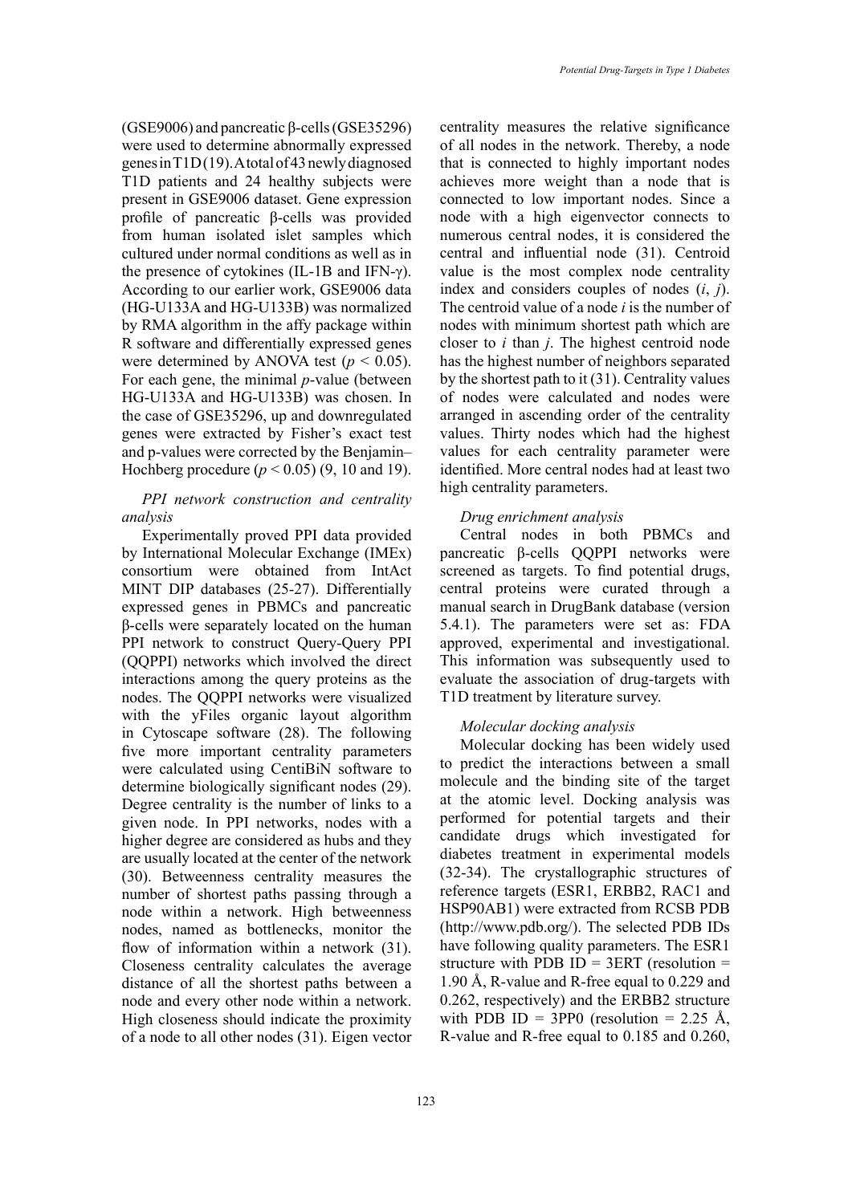(GSE9006) and pancreatic β-cells (GSE35296) were used to determine abnormally expressed genes in T1D (19). A total of 43 newly diagnosed T1D patients and 24 healthy subjects were present in GSE9006 dataset. Gene expression profile of pancreatic β-cells was provided from human isolated islet samples which cultured under normal conditions as well as in the presence of cytokines (IL-1B and IFN-γ). According to our earlier work, GSE9006 data (HG-U133A and HG-U133B) was normalized by RMA algorithm in the affy package within R software and differentially expressed genes were determined by ANOVA test ($p < 0.05$). For each gene, the minimal $p$-value (between HG-U133A and HG-U133B) was chosen. In the case of GSE35296, up and downregulated genes were extracted by Fisher's exact test and p-values were corrected by the Benjamin–Hochberg procedure ($p < 0.05$) (9, 10 and 19).

*PPI network construction and centrality analysis*

Experimentally proved PPI data provided by International Molecular Exchange (IMEx) consortium were obtained from IntAct MINT DIP databases (25-27). Differentially expressed genes in PBMCs and pancreatic β-cells were separately located on the human PPI network to construct Query-Query PPI (QQPPI) networks which involved the direct interactions among the query proteins as the nodes. The QQPPI networks were visualized with the yFiles organic layout algorithm in Cytoscape software (28). The following five more important centrality parameters were calculated using CentiBiN software to determine biologically significant nodes (29). Degree centrality is the number of links to a given node. In PPI networks, nodes with a higher degree are considered as hubs and they are usually located at the center of the network (30). Betweenness centrality measures the number of shortest paths passing through a node within a network. High betweenness nodes, named as bottlenecks, monitor the flow of information within a network (31). Closeness centrality calculates the average distance of all the shortest paths between a node and every other node within a network. High closeness should indicate the proximity of a node to all other nodes (31). Eigen vector centrality measures the relative significance of all nodes in the network. Thereby, a node that is connected to highly important nodes achieves more weight than a node that is connected to low important nodes. Since a node with a high eigenvector connects to numerous central nodes, it is considered the central and influential node (31). Centroid value is the most complex node centrality index and considers couples of nodes ($i$, $j$). The centroid value of a node $i$ is the number of nodes with minimum shortest path which are closer to $i$ than $j$. The highest centroid node has the highest number of neighbors separated by the shortest path to it (31). Centrality values of nodes were calculated and nodes were arranged in ascending order of the centrality values. Thirty nodes which had the highest values for each centrality parameter were identified. More central nodes had at least two high centrality parameters.

*Drug enrichment analysis*

Central nodes in both PBMCs and pancreatic β-cells QQPPI networks were screened as targets. To find potential drugs, central proteins were curated through a manual search in DrugBank database (version 5.4.1). The parameters were set as: FDA approved, experimental and investigational. This information was subsequently used to evaluate the association of drug-targets with T1D treatment by literature survey.

*Molecular docking analysis*

Molecular docking has been widely used to predict the interactions between a small molecule and the binding site of the target at the atomic level. Docking analysis was performed for potential targets and their candidate drugs which investigated for diabetes treatment in experimental models (32-34). The crystallographic structures of reference targets (ESR1, ERBB2, RAC1 and HSP90AB1) were extracted from RCSB PDB (http://www.pdb.org/). The selected PDB IDs have following quality parameters. The ESR1 structure with PDB ID = 3ERT (resolution = 1.90 Å, R-value and R-free equal to 0.229 and 0.262, respectively) and the ERBB2 structure with PDB ID = 3PP0 (resolution = 2.25 Å, R-value and R-free equal to 0.185 and 0.260,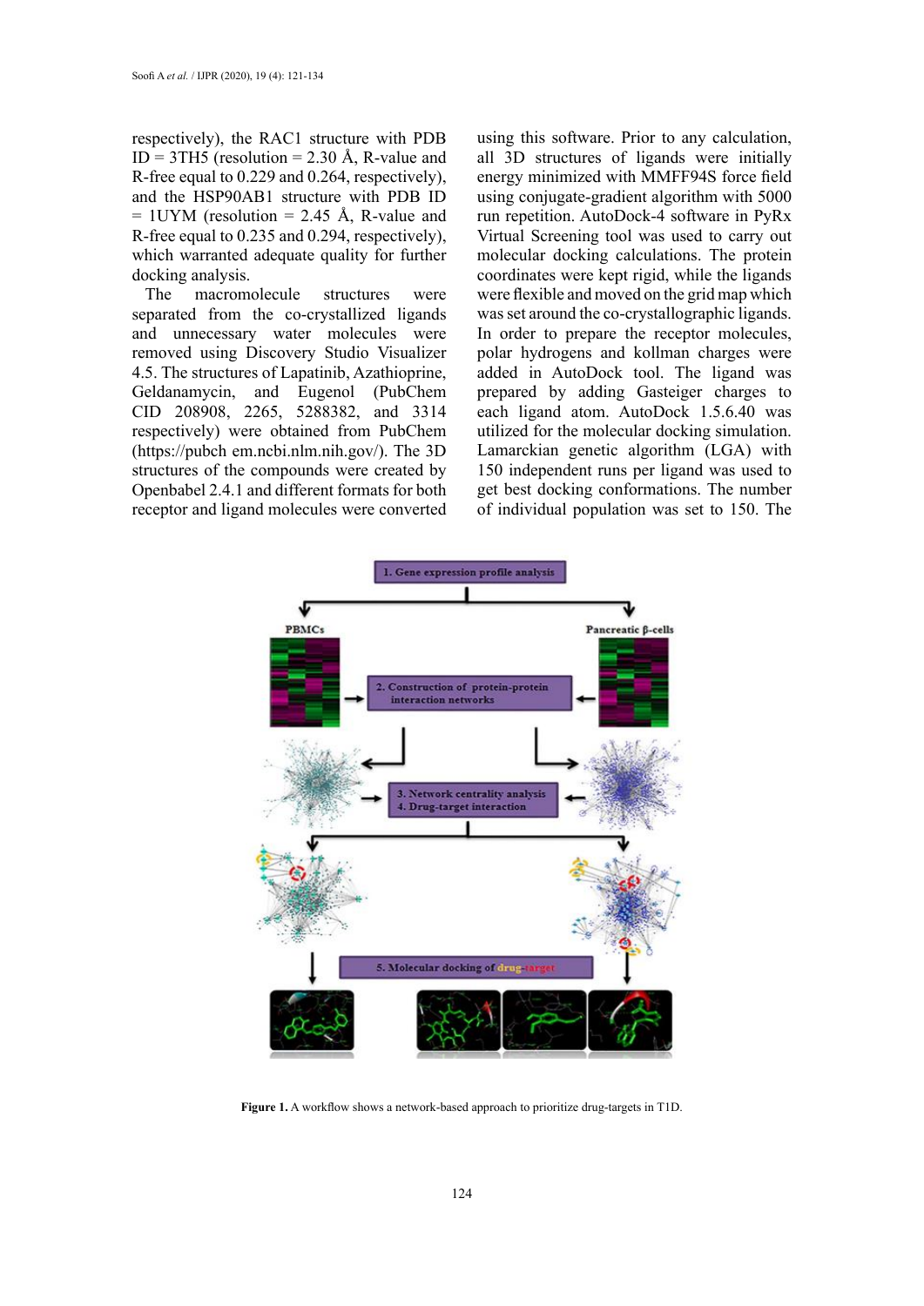respectively), the RAC1 structure with PDB ID = 3TH5 (resolution = 2.30 Å, R-value and R-free equal to 0.229 and 0.264, respectively), and the HSP90AB1 structure with PDB ID = 1UYM (resolution = 2.45 Å, R-value and R-free equal to 0.235 and 0.294, respectively), which warranted adequate quality for further docking analysis.

The macromolecule structures were separated from the co-crystallized ligands and unnecessary water molecules were removed using Discovery Studio Visualizer 4.5. The structures of Lapatinib, Azathioprine, Geldanamycin, and Eugenol (PubChem CID 208908, 2265, 5288382, and 3314 respectively) were obtained from PubChem (https://pubch em.ncbi.nlm.nih.gov/). The 3D structures of the compounds were created by Openbabel 2.4.1 and different formats for both receptor and ligand molecules were converted using this software. Prior to any calculation, all 3D structures of ligands were initially energy minimized with MMFF94S force field using conjugate-gradient algorithm with 5000 run repetition. AutoDock-4 software in PyRx Virtual Screening tool was used to carry out molecular docking calculations. The protein coordinates were kept rigid, while the ligands were flexible and moved on the grid map which was set around the co-crystallographic ligands. In order to prepare the receptor molecules, polar hydrogens and kollman charges were added in AutoDock tool. The ligand was prepared by adding Gasteiger charges to each ligand atom. AutoDock 1.5.6.40 was utilized for the molecular docking simulation. Lamarckian genetic algorithm (LGA) with 150 independent runs per ligand was used to get best docking conformations. The number of individual population was set to 150. The

**Figure 1.** A workflow shows a network-based approach to prioritize drug-targets in T1D.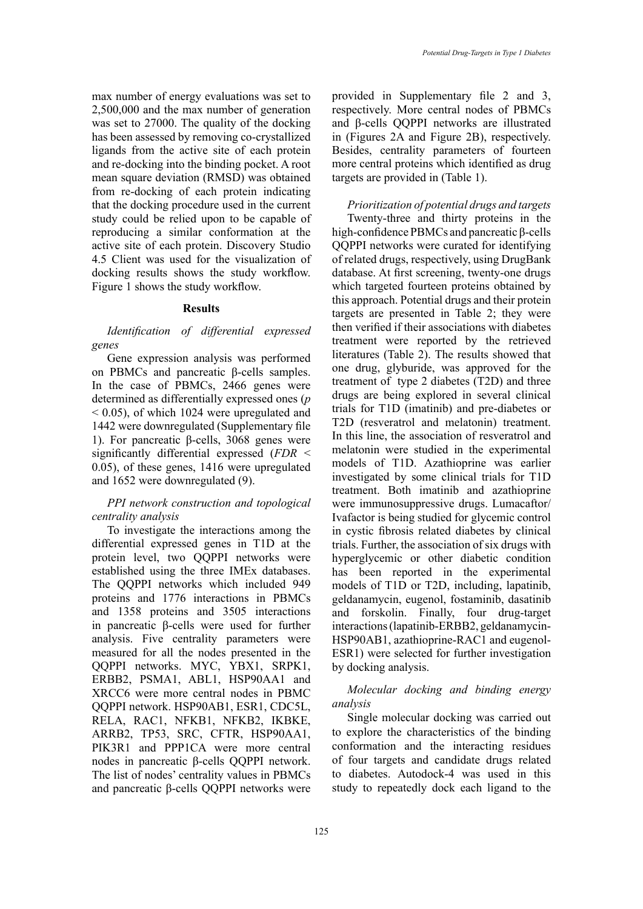max number of energy evaluations was set to 2,500,000 and the max number of generation was set to 27000. The quality of the docking has been assessed by removing co-crystallized ligands from the active site of each protein and re-docking into the binding pocket. A root mean square deviation (RMSD) was obtained from re-docking of each protein indicating that the docking procedure used in the current study could be relied upon to be capable of reproducing a similar conformation at the active site of each protein. Discovery Studio 4.5 Client was used for the visualization of docking results shows the study workflow. Figure 1 shows the study workflow.

## Results

*Identification of differential expressed genes*

Gene expression analysis was performed on PBMCs and pancreatic β-cells samples. In the case of PBMCs, 2466 genes were determined as differentially expressed ones ($p < 0.05$), of which 1024 were upregulated and 1442 were downregulated (Supplementary file 1). For pancreatic β-cells, 3068 genes were significantly differential expressed ($FDR < 0.05$), of these genes, 1416 were upregulated and 1652 were downregulated (9).

*PPI network construction and topological centrality analysis*

To investigate the interactions among the differential expressed genes in T1D at the protein level, two QQPPI networks were established using the three IMEx databases. The QQPPI networks which included 949 proteins and 1776 interactions in PBMCs and 1358 proteins and 3505 interactions in pancreatic β-cells were used for further analysis. Five centrality parameters were measured for all the nodes presented in the QQPPI networks. MYC, YBX1, SRPK1, ERBB2, PSMA1, ABL1, HSP90AA1 and XRCC6 were more central nodes in PBMC QQPPI network. HSP90AB1, ESR1, CDC5L, RELA, RAC1, NFKB1, NFKB2, IKBKE, ARRB2, TP53, SRC, CFTR, HSP90AA1, PIK3R1 and PPP1CA were more central nodes in pancreatic β-cells QQPPI network. The list of nodes' centrality values in PBMCs and pancreatic β-cells QQPPI networks were provided in Supplementary file 2 and 3, respectively. More central nodes of PBMCs and β-cells QQPPI networks are illustrated in (Figures 2A and Figure 2B), respectively. Besides, centrality parameters of fourteen more central proteins which identified as drug targets are provided in (Table 1).

*Prioritization of potential drugs and targets*

Twenty-three and thirty proteins in the high-confidence PBMCs and pancreatic β-cells QQPPI networks were curated for identifying of related drugs, respectively, using DrugBank database. At first screening, twenty-one drugs which targeted fourteen proteins obtained by this approach. Potential drugs and their protein targets are presented in Table 2; they were then verified if their associations with diabetes treatment were reported by the retrieved literatures (Table 2). The results showed that one drug, glyburide, was approved for the treatment of type 2 diabetes (T2D) and three drugs are being explored in several clinical trials for T1D (imatinib) and pre-diabetes or T2D (resveratrol and melatonin) treatment. In this line, the association of resveratrol and melatonin were studied in the experimental models of T1D. Azathioprine was earlier investigated by some clinical trials for T1D treatment. Both imatinib and azathioprine were immunosuppressive drugs. Lumacaftor/Ivafactor is being studied for glycemic control in cystic fibrosis related diabetes by clinical trials. Further, the association of six drugs with hyperglycemic or other diabetic condition has been reported in the experimental models of T1D or T2D, including, lapatinib, geldanamycin, eugenol, fostaminib, dasatinib and forskolin. Finally, four drug-target interactions (lapatinib-ERBB2, geldanamycin-HSP90AB1, azathioprine-RAC1 and eugenol-ESR1) were selected for further investigation by docking analysis.

*Molecular docking and binding energy analysis*

Single molecular docking was carried out to explore the characteristics of the binding conformation and the interacting residues of four targets and candidate drugs related to diabetes. Autodock-4 was used in this study to repeatedly dock each ligand to the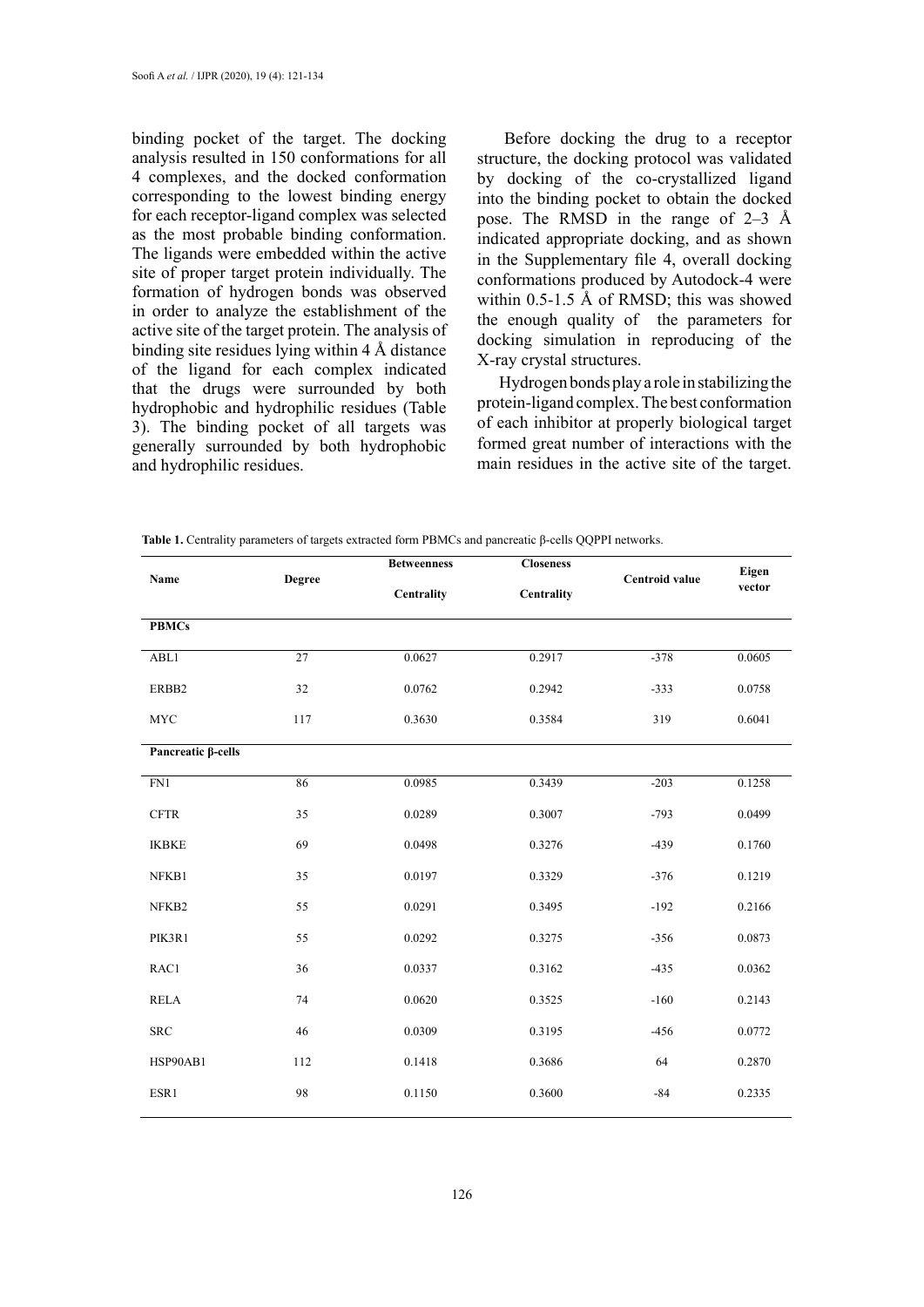binding pocket of the target. The docking analysis resulted in 150 conformations for all 4 complexes, and the docked conformation corresponding to the lowest binding energy for each receptor-ligand complex was selected as the most probable binding conformation. The ligands were embedded within the active site of proper target protein individually. The formation of hydrogen bonds was observed in order to analyze the establishment of the active site of the target protein. The analysis of binding site residues lying within 4 Å distance of the ligand for each complex indicated that the drugs were surrounded by both hydrophobic and hydrophilic residues (Table 3). The binding pocket of all targets was generally surrounded by both hydrophobic and hydrophilic residues.

Before docking the drug to a receptor structure, the docking protocol was validated by docking of the co-crystallized ligand into the binding pocket to obtain the docked pose. The RMSD in the range of 2–3 Å indicated appropriate docking, and as shown in the Supplementary file 4, overall docking conformations produced by Autodock-4 were within 0.5-1.5 Å of RMSD; this was showed the enough quality of the parameters for docking simulation in reproducing of the X-ray crystal structures.

Hydrogen bonds play a role in stabilizing the protein-ligand complex. The best conformation of each inhibitor at properly biological target formed great number of interactions with the main residues in the active site of the target.

**Table 1.** Centrality parameters of targets extracted form PBMCs and pancreatic β-cells QQPPI networks.

| Name | Degree | Betweenness Centrality | Closeness Centrality | Centroid value | Eigen vector |
|---|---|---|---|---|---|
| **PBMCs** | | | | | |
| ABL1 | 27 | 0.0627 | 0.2917 | -378 | 0.0605 |
| ERBB2 | 32 | 0.0762 | 0.2942 | -333 | 0.0758 |
| MYC | 117 | 0.3630 | 0.3584 | 319 | 0.6041 |
| **Pancreatic β-cells** | | | | | |
| FN1 | 86 | 0.0985 | 0.3439 | -203 | 0.1258 |
| CFTR | 35 | 0.0289 | 0.3007 | -793 | 0.0499 |
| IKBKE | 69 | 0.0498 | 0.3276 | -439 | 0.1760 |
| NFKB1 | 35 | 0.0197 | 0.3329 | -376 | 0.1219 |
| NFKB2 | 55 | 0.0291 | 0.3495 | -192 | 0.2166 |
| PIK3R1 | 55 | 0.0292 | 0.3275 | -356 | 0.0873 |
| RAC1 | 36 | 0.0337 | 0.3162 | -435 | 0.0362 |
| RELA | 74 | 0.0620 | 0.3525 | -160 | 0.2143 |
| SRC | 46 | 0.0309 | 0.3195 | -456 | 0.0772 |
| HSP90AB1 | 112 | 0.1418 | 0.3686 | 64 | 0.2870 |
| ESR1 | 98 | 0.1150 | 0.3600 | -84 | 0.2335 |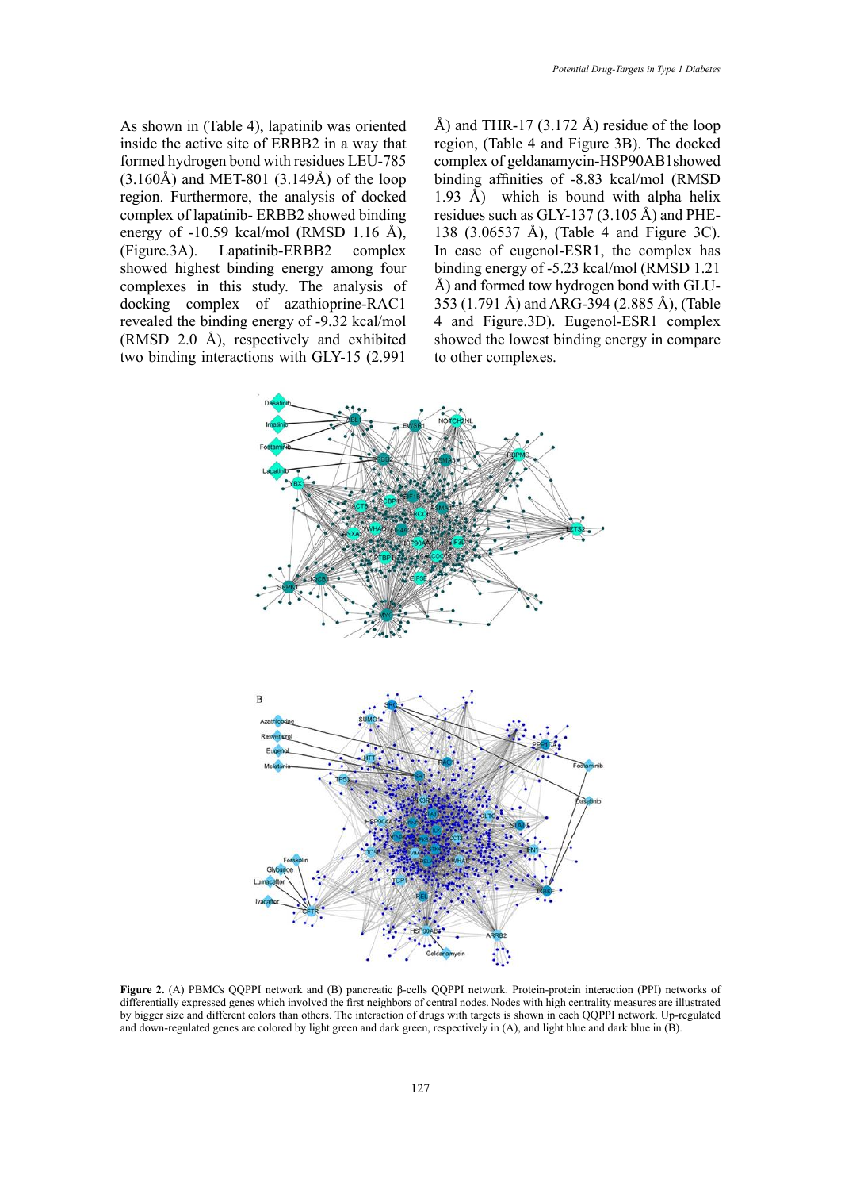As shown in (Table 4), lapatinib was oriented inside the active site of ERBB2 in a way that formed hydrogen bond with residues LEU-785 (3.160Å) and MET-801 (3.149Å) of the loop region. Furthermore, the analysis of docked complex of lapatinib- ERBB2 showed binding energy of -10.59 kcal/mol (RMSD 1.16 Å), (Figure.3A). Lapatinib-ERBB2 complex showed highest binding energy among four complexes in this study. The analysis of docking complex of azathioprine-RAC1 revealed the binding energy of -9.32 kcal/mol (RMSD 2.0 Å), respectively and exhibited two binding interactions with GLY-15 (2.991 Å) and THR-17 (3.172 Å) residue of the loop region, (Table 4 and Figure 3B). The docked complex of geldanamycin-HSP90AB1showed binding affinities of -8.83 kcal/mol (RMSD 1.93 Å) which is bound with alpha helix residues such as GLY-137 (3.105 Å) and PHE-138 (3.06537 Å), (Table 4 and Figure 3C). In case of eugenol-ESR1, the complex has binding energy of -5.23 kcal/mol (RMSD 1.21 Å) and formed tow hydrogen bond with GLU-353 (1.791 Å) and ARG-394 (2.885 Å), (Table 4 and Figure.3D). Eugenol-ESR1 complex showed the lowest binding energy in compare to other complexes.

**Figure 2.** (A) PBMCs QQPPI network and (B) pancreatic β-cells QQPPI network. Protein-protein interaction (PPI) networks of differentially expressed genes which involved the first neighbors of central nodes. Nodes with high centrality measures are illustrated by bigger size and different colors than others. The interaction of drugs with targets is shown in each QQPPI network. Up-regulated and down-regulated genes are colored by light green and dark green, respectively in (A), and light blue and dark blue in (B).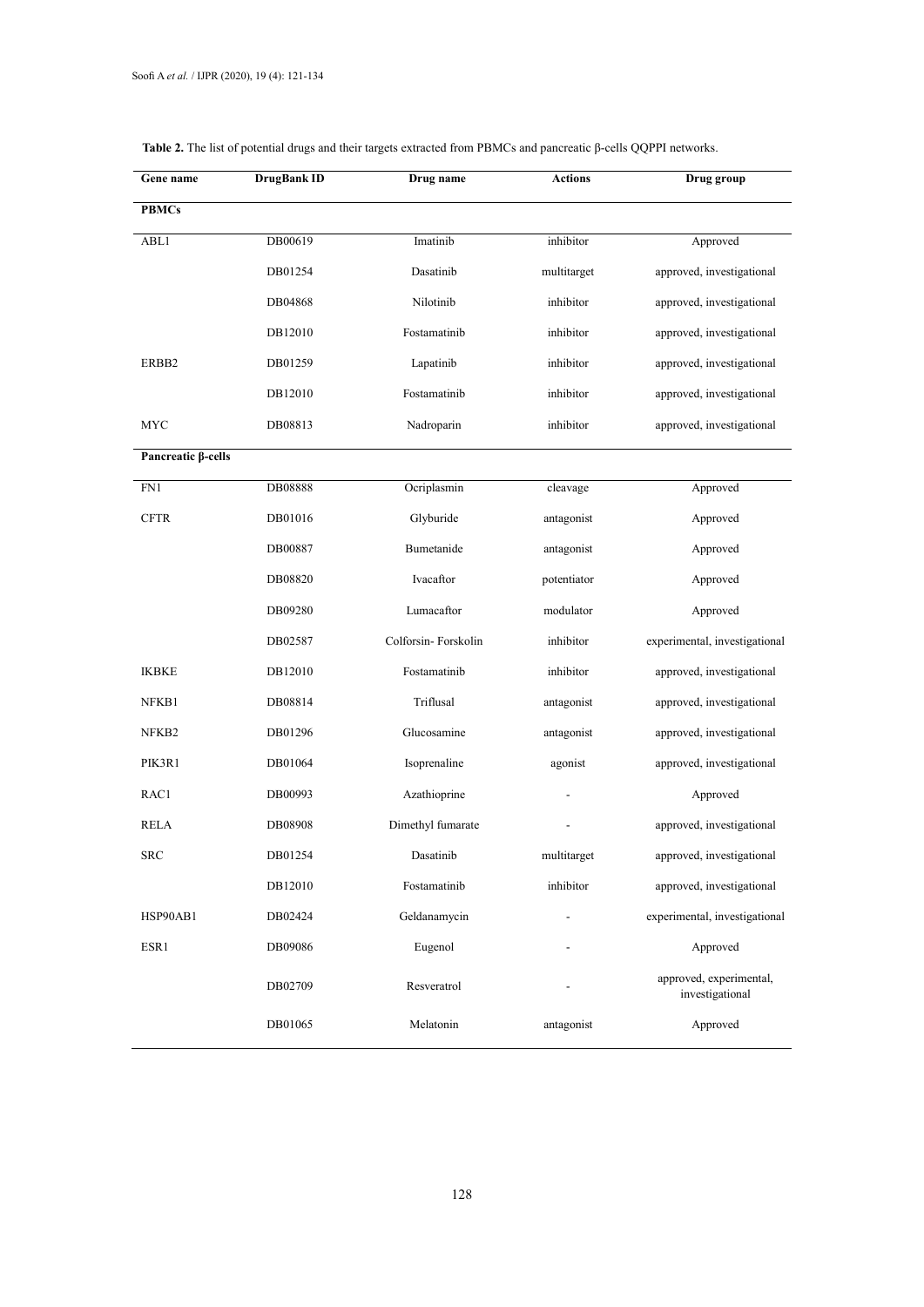**Table 2.** The list of potential drugs and their targets extracted from PBMCs and pancreatic β-cells QQPPI networks.

| Gene name | DrugBank ID | Drug name | Actions | Drug group |
|---|---|---|---|---|
| **PBMCs** | | | | |
| ABL1 | DB00619 | Imatinib | inhibitor | Approved |
| | DB01254 | Dasatinib | multitarget | approved, investigational |
| | DB04868 | Nilotinib | inhibitor | approved, investigational |
| | DB12010 | Fostamatinib | inhibitor | approved, investigational |
| ERBB2 | DB01259 | Lapatinib | inhibitor | approved, investigational |
| | DB12010 | Fostamatinib | inhibitor | approved, investigational |
| MYC | DB08813 | Nadroparin | inhibitor | approved, investigational |
| **Pancreatic β-cells** | | | | |
| FN1 | DB08888 | Ocriplasmin | cleavage | Approved |
| CFTR | DB01016 | Glyburide | antagonist | Approved |
| | DB00887 | Bumetanide | antagonist | Approved |
| | DB08820 | Ivacaftor | potentiator | Approved |
| | DB09280 | Lumacaftor | modulator | Approved |
| | DB02587 | Colforsin- Forskolin | inhibitor | experimental, investigational |
| IKBKE | DB12010 | Fostamatinib | inhibitor | approved, investigational |
| NFKB1 | DB08814 | Triflusal | antagonist | approved, investigational |
| NFKB2 | DB01296 | Glucosamine | antagonist | approved, investigational |
| PIK3R1 | DB01064 | Isoprenaline | agonist | approved, investigational |
| RAC1 | DB00993 | Azathioprine | - | Approved |
| RELA | DB08908 | Dimethyl fumarate | - | approved, investigational |
| SRC | DB01254 | Dasatinib | multitarget | approved, investigational |
| | DB12010 | Fostamatinib | inhibitor | approved, investigational |
| HSP90AB1 | DB02424 | Geldanamycin | - | experimental, investigational |
| ESR1 | DB09086 | Eugenol | - | Approved |
| | DB02709 | Resveratrol | - | approved, experimental, investigational |
| | DB01065 | Melatonin | antagonist | Approved |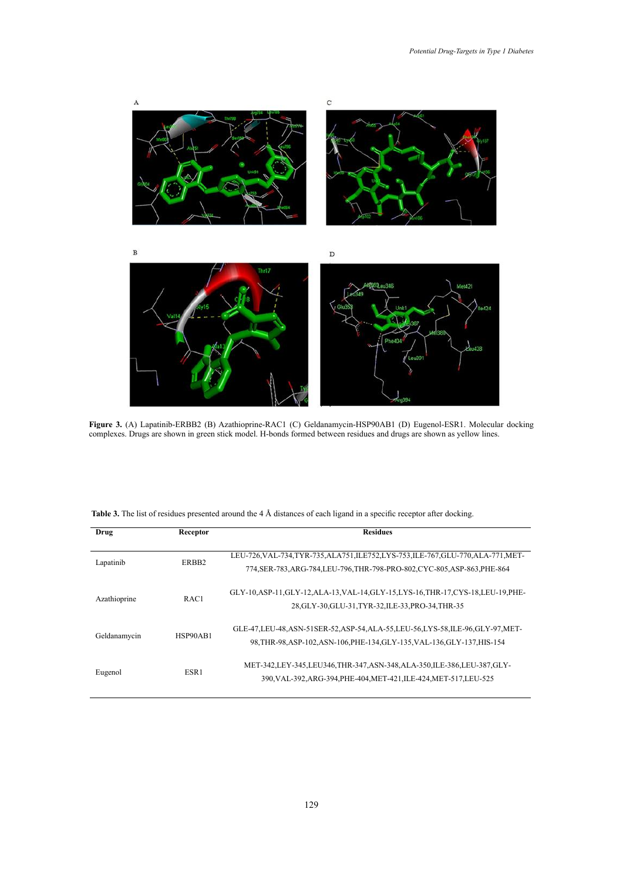**Figure 3.** (A) Lapatinib-ERBB2 (B) Azathioprine-RAC1 (C) Geldanamycin-HSP90AB1 (D) Eugenol-ESR1. Molecular docking complexes. Drugs are shown in green stick model. H-bonds formed between residues and drugs are shown as yellow lines.

**Table 3.** The list of residues presented around the 4 Å distances of each ligand in a specific receptor after docking.

| Drug | Receptor | Residues |
|---|---|---|
| Lapatinib | ERBB2 | LEU-726,VAL-734,TYR-735,ALA751,ILE752,LYS-753,ILE-767,GLU-770,ALA-771,MET-774,SER-783,ARG-784,LEU-796,THR-798-PRO-802,CYC-805,ASP-863,PHE-864 |
| Azathioprine | RAC1 | GLY-10,ASP-11,GLY-12,ALA-13,VAL-14,GLY-15,LYS-16,THR-17,CYS-18,LEU-19,PHE-28,GLY-30,GLU-31,TYR-32,ILE-33,PRO-34,THR-35 |
| Geldanamycin | HSP90AB1 | GLE-47,LEU-48,ASN-51SER-52,ASP-54,ALA-55,LEU-56,LYS-58,ILE-96,GLY-97,MET-98,THR-98,ASP-102,ASN-106,PHE-134,GLY-135,VAL-136,GLY-137,HIS-154 |
| Eugenol | ESR1 | MET-342,LEY-345,LEU346,THR-347,ASN-348,ALA-350,ILE-386,LEU-387,GLY-390,VAL-392,ARG-394,PHE-404,MET-421,ILE-424,MET-517,LEU-525 |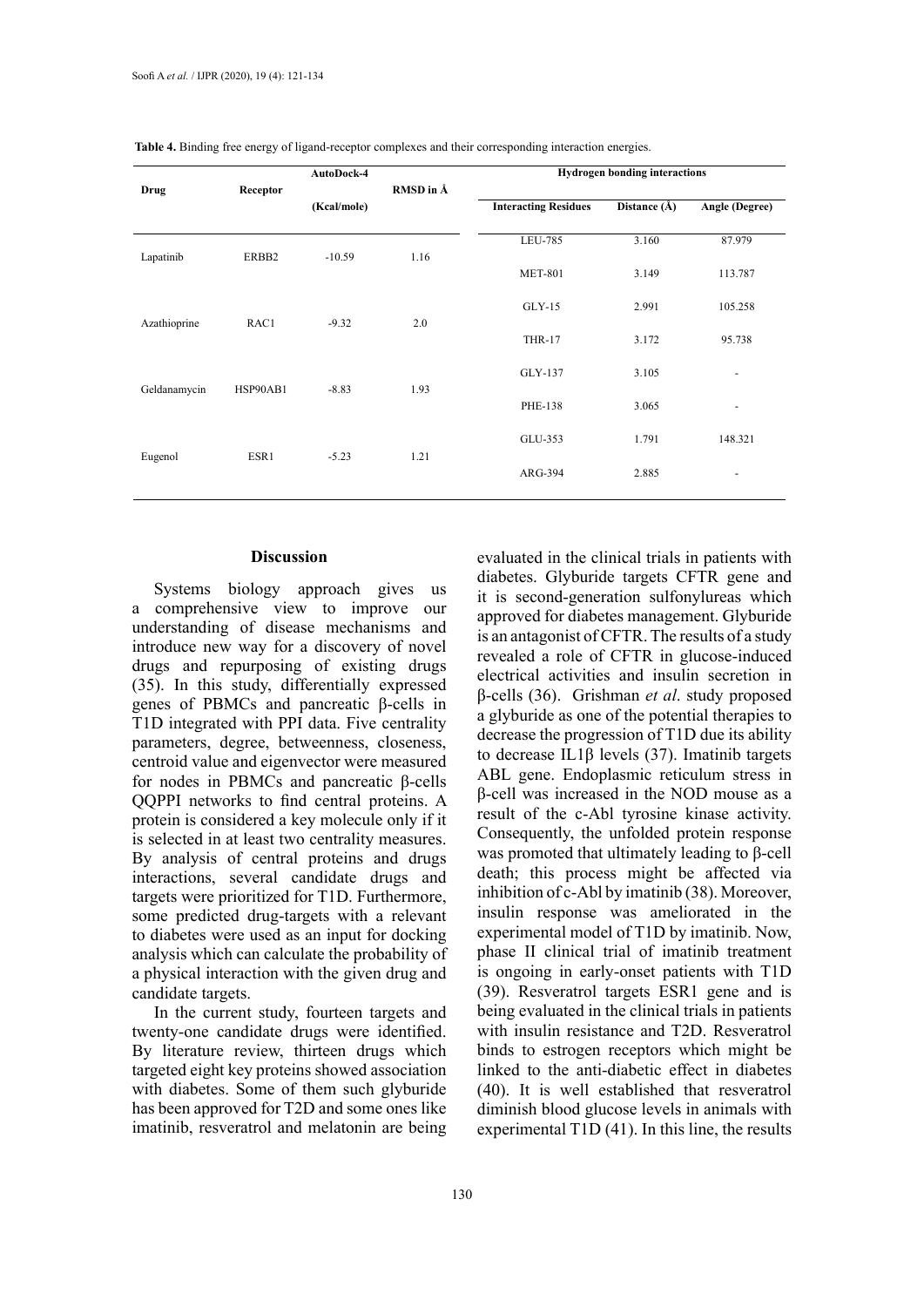**Table 4.** Binding free energy of ligand-receptor complexes and their corresponding interaction energies.

| Drug | Receptor | AutoDock-4 (Kcal/mole) | RMSD in Å | Hydrogen bonding interactions | | |
|---|---|---|---|---|---|---|
| | | | | Interacting Residues | Distance (Å) | Angle (Degree) |
| Lapatinib | ERBB2 | -10.59 | 1.16 | LEU-785 | 3.160 | 87.979 |
| | | | | MET-801 | 3.149 | 113.787 |
| Azathioprine | RAC1 | -9.32 | 2.0 | GLY-15 | 2.991 | 105.258 |
| | | | | THR-17 | 3.172 | 95.738 |
| Geldanamycin | HSP90AB1 | -8.83 | 1.93 | GLY-137 | 3.105 | - |
| | | | | PHE-138 | 3.065 | - |
| Eugenol | ESR1 | -5.23 | 1.21 | GLU-353 | 1.791 | 148.321 |
| | | | | ARG-394 | 2.885 | - |

## Discussion

Systems biology approach gives us a comprehensive view to improve our understanding of disease mechanisms and introduce new way for a discovery of novel drugs and repurposing of existing drugs (35). In this study, differentially expressed genes of PBMCs and pancreatic β-cells in T1D integrated with PPI data. Five centrality parameters, degree, betweenness, closeness, centroid value and eigenvector were measured for nodes in PBMCs and pancreatic β-cells QQPPI networks to find central proteins. A protein is considered a key molecule only if it is selected in at least two centrality measures. By analysis of central proteins and drugs interactions, several candidate drugs and targets were prioritized for T1D. Furthermore, some predicted drug-targets with a relevant to diabetes were used as an input for docking analysis which can calculate the probability of a physical interaction with the given drug and candidate targets.

In the current study, fourteen targets and twenty-one candidate drugs were identified. By literature review, thirteen drugs which targeted eight key proteins showed association with diabetes. Some of them such glyburide has been approved for T2D and some ones like imatinib, resveratrol and melatonin are being evaluated in the clinical trials in patients with diabetes. Glyburide targets CFTR gene and it is second-generation sulfonylureas which approved for diabetes management. Glyburide is an antagonist of CFTR. The results of a study revealed a role of CFTR in glucose-induced electrical activities and insulin secretion in β-cells (36). Grishman *et al*. study proposed a glyburide as one of the potential therapies to decrease the progression of T1D due its ability to decrease IL1β levels (37). Imatinib targets ABL gene. Endoplasmic reticulum stress in β-cell was increased in the NOD mouse as a result of the c-Abl tyrosine kinase activity. Consequently, the unfolded protein response was promoted that ultimately leading to β-cell death; this process might be affected via inhibition of c-Abl by imatinib (38). Moreover, insulin response was ameliorated in the experimental model of T1D by imatinib. Now, phase II clinical trial of imatinib treatment is ongoing in early-onset patients with T1D (39). Resveratrol targets ESR1 gene and is being evaluated in the clinical trials in patients with insulin resistance and T2D. Resveratrol binds to estrogen receptors which might be linked to the anti-diabetic effect in diabetes (40). It is well established that resveratrol diminish blood glucose levels in animals with experimental T1D (41). In this line, the results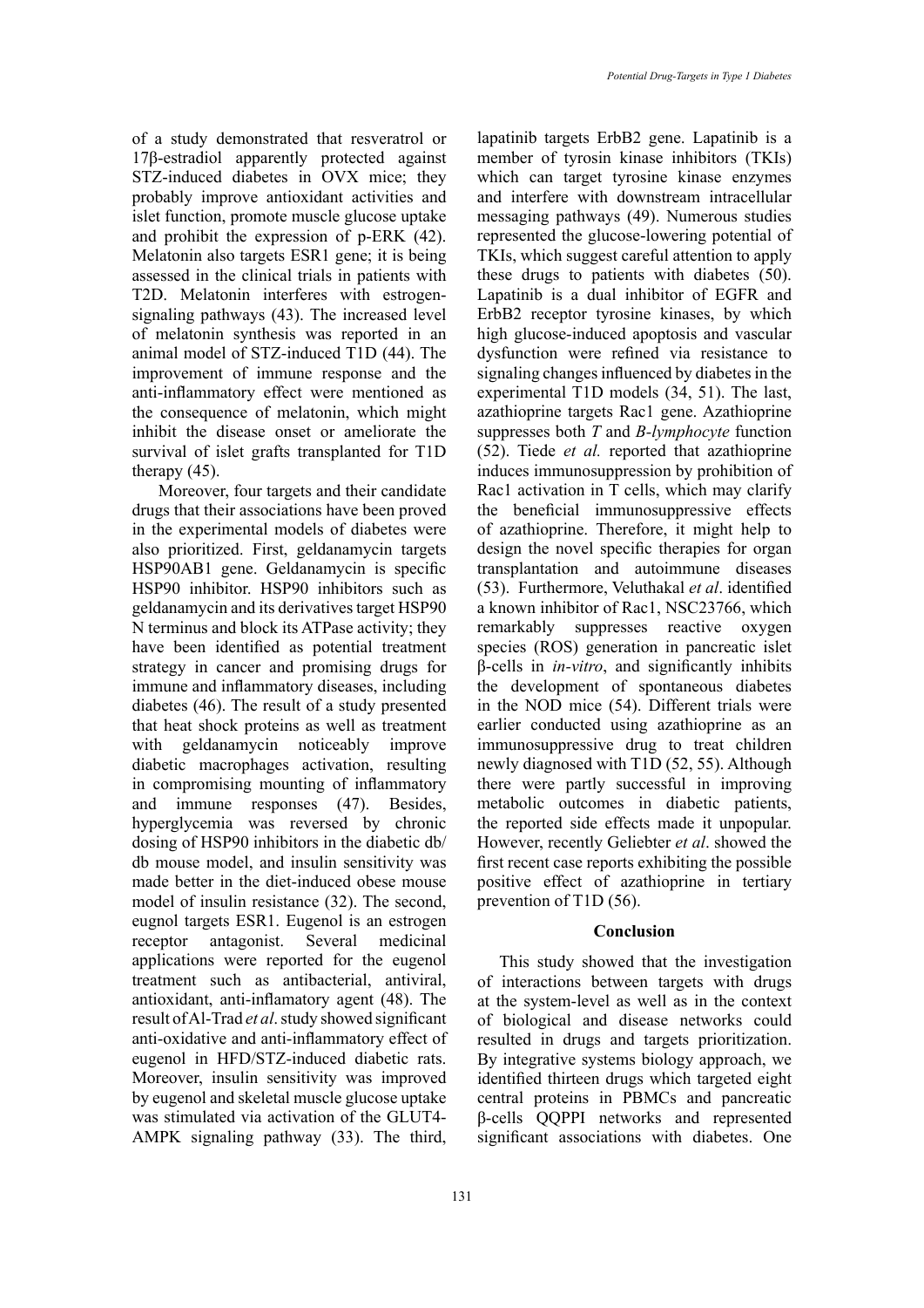of a study demonstrated that resveratrol or 17β-estradiol apparently protected against STZ-induced diabetes in OVX mice; they probably improve antioxidant activities and islet function, promote muscle glucose uptake and prohibit the expression of p-ERK (42). Melatonin also targets ESR1 gene; it is being assessed in the clinical trials in patients with T2D. Melatonin interferes with estrogen-signaling pathways (43). The increased level of melatonin synthesis was reported in an animal model of STZ-induced T1D (44). The improvement of immune response and the anti-inflammatory effect were mentioned as the consequence of melatonin, which might inhibit the disease onset or ameliorate the survival of islet grafts transplanted for T1D therapy (45).

Moreover, four targets and their candidate drugs that their associations have been proved in the experimental models of diabetes were also prioritized. First, geldanamycin targets HSP90AB1 gene. Geldanamycin is specific HSP90 inhibitor. HSP90 inhibitors such as geldanamycin and its derivatives target HSP90 N terminus and block its ATPase activity; they have been identified as potential treatment strategy in cancer and promising drugs for immune and inflammatory diseases, including diabetes (46). The result of a study presented that heat shock proteins as well as treatment with geldanamycin noticeably improve diabetic macrophages activation, resulting in compromising mounting of inflammatory and immune responses (47). Besides, hyperglycemia was reversed by chronic dosing of HSP90 inhibitors in the diabetic db/db mouse model, and insulin sensitivity was made better in the diet-induced obese mouse model of insulin resistance (32). The second, eugnol targets ESR1. Eugenol is an estrogen receptor antagonist. Several medicinal applications were reported for the eugenol treatment such as antibacterial, antiviral, antioxidant, anti-inflamatory agent (48). The result of Al-Trad *et al*. study showed significant anti-oxidative and anti-inflammatory effect of eugenol in HFD/STZ-induced diabetic rats. Moreover, insulin sensitivity was improved by eugenol and skeletal muscle glucose uptake was stimulated via activation of the GLUT4-AMPK signaling pathway (33). The third, lapatinib targets ErbB2 gene. Lapatinib is a member of tyrosin kinase inhibitors (TKIs) which can target tyrosine kinase enzymes and interfere with downstream intracellular messaging pathways (49). Numerous studies represented the glucose-lowering potential of TKIs, which suggest careful attention to apply these drugs to patients with diabetes (50). Lapatinib is a dual inhibitor of EGFR and ErbB2 receptor tyrosine kinases, by which high glucose-induced apoptosis and vascular dysfunction were refined via resistance to signaling changes influenced by diabetes in the experimental T1D models (34, 51). The last, azathioprine targets Rac1 gene. Azathioprine suppresses both *T* and *B-lymphocyte* function (52). Tiede *et al.* reported that azathioprine induces immunosuppression by prohibition of Rac1 activation in T cells, which may clarify the beneficial immunosuppressive effects of azathioprine. Therefore, it might help to design the novel specific therapies for organ transplantation and autoimmune diseases (53). Furthermore, Veluthakal *et al*. identified a known inhibitor of Rac1, NSC23766, which remarkably suppresses reactive oxygen species (ROS) generation in pancreatic islet β-cells in *in-vitro*, and significantly inhibits the development of spontaneous diabetes in the NOD mice (54). Different trials were earlier conducted using azathioprine as an immunosuppressive drug to treat children newly diagnosed with T1D (52, 55). Although there were partly successful in improving metabolic outcomes in diabetic patients, the reported side effects made it unpopular. However, recently Geliebter *et al*. showed the first recent case reports exhibiting the possible positive effect of azathioprine in tertiary prevention of T1D (56).

## Conclusion

This study showed that the investigation of interactions between targets with drugs at the system-level as well as in the context of biological and disease networks could resulted in drugs and targets prioritization. By integrative systems biology approach, we identified thirteen drugs which targeted eight central proteins in PBMCs and pancreatic β-cells QQPPI networks and represented significant associations with diabetes. One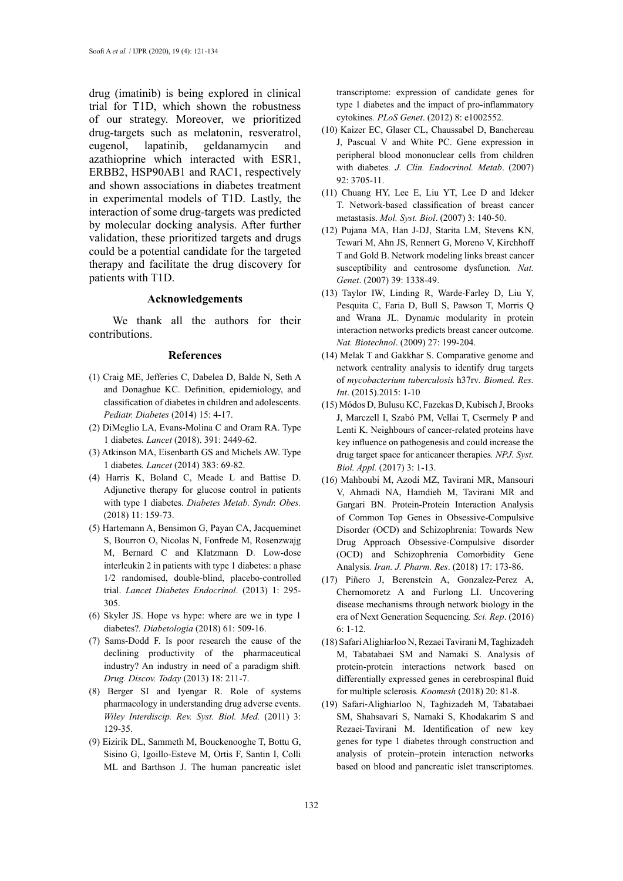drug (imatinib) is being explored in clinical trial for T1D, which shown the robustness of our strategy. Moreover, we prioritized drug-targets such as melatonin, resveratrol, eugenol, lapatinib, geldanamycin and azathioprine which interacted with ESR1, ERBB2, HSP90AB1 and RAC1, respectively and shown associations in diabetes treatment in experimental models of T1D. Lastly, the interaction of some drug-targets was predicted by molecular docking analysis. After further validation, these prioritized targets and drugs could be a potential candidate for the targeted therapy and facilitate the drug discovery for patients with T1D.

## Acknowledgements

We thank all the authors for their contributions.

## References

(1) Craig ME, Jefferies C, Dabelea D, Balde N, Seth A and Donaghue KC. Definition, epidemiology, and classification of diabetes in children and adolescents. *Pediatr. Diabetes* (2014) 15: 4-17.

(2) DiMeglio LA, Evans-Molina C and Oram RA. Type 1 diabetes. *Lancet* (2018). 391: 2449-62.

(3) Atkinson MA, Eisenbarth GS and Michels AW. Type 1 diabetes. *Lancet* (2014) 383: 69-82.

(4) Harris K, Boland C, Meade L and Battise D. Adjunctive therapy for glucose control in patients with type 1 diabetes. *Diabetes Metab. Syndr. Obes.* (2018) 11: 159-73.

(5) Hartemann A, Bensimon G, Payan CA, Jacqueminet S, Bourron O, Nicolas N, Fonfrede M, Rosenzwajg M, Bernard C and Klatzmann D. Low-dose interleukin 2 in patients with type 1 diabetes: a phase 1/2 randomised, double-blind, placebo-controlled trial. *Lancet Diabetes Endocrinol*. (2013) 1: 295-305.

(6) Skyler JS. Hope vs hype: where are we in type 1 diabetes?. *Diabetologia* (2018) 61: 509-16.

(7) Sams-Dodd F. Is poor research the cause of the declining productivity of the pharmaceutical industry? An industry in need of a paradigm shift. *Drug. Discov. Today* (2013) 18: 211-7.

(8) Berger SI and Iyengar R. Role of systems pharmacology in understanding drug adverse events. *Wiley Interdiscip. Rev. Syst. Biol. Med.* (2011) 3: 129-35.

(9) Eizirik DL, Sammeth M, Bouckenooghe T, Bottu G, Sisino G, Igoillo-Esteve M, Ortis F, Santin I, Colli ML and Barthson J. The human pancreatic islet transcriptome: expression of candidate genes for type 1 diabetes and the impact of pro-inflammatory cytokines. *PLoS Genet*. (2012) 8: e1002552.

(10) Kaizer EC, Glaser CL, Chaussabel D, Banchereau J, Pascual V and White PC. Gene expression in peripheral blood mononuclear cells from children with diabetes. *J. Clin. Endocrinol. Metab*. (2007) 92: 3705-11.

(11) Chuang HY, Lee E, Liu YT, Lee D and Ideker T. Network-based classification of breast cancer metastasis. *Mol. Syst. Biol*. (2007) 3: 140-50.

(12) Pujana MA, Han J-DJ, Starita LM, Stevens KN, Tewari M, Ahn JS, Rennert G, Moreno V, Kirchhoff T and Gold B. Network modeling links breast cancer susceptibility and centrosome dysfunction. *Nat. Genet*. (2007) 39: 1338-49.

(13) Taylor IW, Linding R, Warde-Farley D, Liu Y, Pesquita C, Faria D, Bull S, Pawson T, Morris Q and Wrana JL. Dynam*i*c modularity in protein interaction networks predicts breast cancer outcome. *Nat. Biotechnol*. (2009) 27: 199-204.

(14) Melak T and Gakkhar S. Comparative genome and network centrality analysis to identify drug targets of *mycobacterium tuberculosis* h37rv. *Biomed. Res. Int*. (2015).2015: 1-10

(15) Módos D, Bulusu KC, Fazekas D, Kubisch J, Brooks J, Marczell I, Szabó PM, Vellai T, Csermely P and Lenti K. Neighbours of cancer-related proteins have key influence on pathogenesis and could increase the drug target space for anticancer therapies. *NPJ. Syst. Biol. Appl.* (2017) 3: 1-13.

(16) Mahboubi M, Azodi MZ, Tavirani MR, Mansouri V, Ahmadi NA, Hamdieh M, Tavirani MR and Gargari BN. Protein-Protein Interaction Analysis of Common Top Genes in Obsessive-Compulsive Disorder (OCD) and Schizophrenia: Towards New Drug Approach Obsessive-Compulsive disorder (OCD) and Schizophrenia Comorbidity Gene Analysis. *Iran. J. Pharm. Res*. (2018) 17: 173-86.

(17) Piñero J, Berenstein A, Gonzalez-Perez A, Chernomoretz A and Furlong LI. Uncovering disease mechanisms through network biology in the era of Next Generation Sequencing. *Sci. Rep*. (2016) 6: 1-12.

(18) Safari Alighiarloo N, Rezaei Tavirani M, Taghizadeh M, Tabatabaei SM and Namaki S. Analysis of protein-protein interactions network based on differentially expressed genes in cerebrospinal fluid for multiple sclerosis. *Koomesh* (2018) 20: 81-8.

(19) Safari-Alighiarloo N, Taghizadeh M, Tabatabaei SM, Shahsavari S, Namaki S, Khodakarim S and Rezaei-Tavirani M. Identification of new key genes for type 1 diabetes through construction and analysis of protein–protein interaction networks based on blood and pancreatic islet transcriptomes.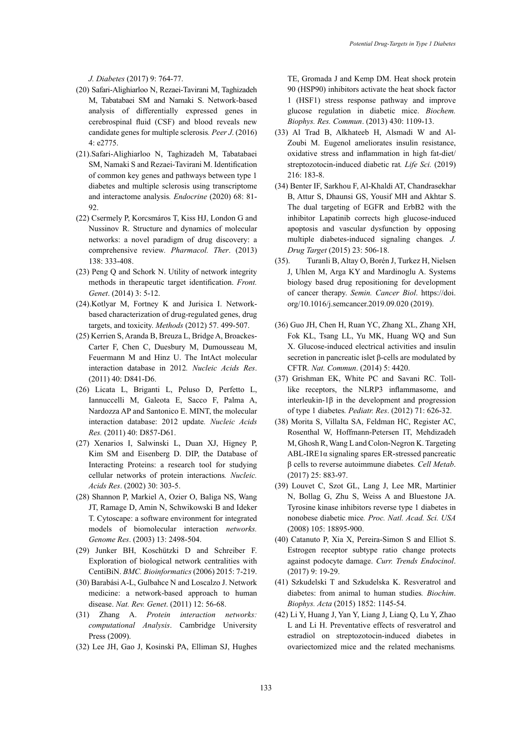*J. Diabetes* (2017) 9: 764-77.

(20) Safari-Alighiarloo N, Rezaei-Tavirani M, Taghizadeh M, Tabatabaei SM and Namaki S. Network-based analysis of differentially expressed genes in cerebrospinal fluid (CSF) and blood reveals new candidate genes for multiple sclerosis. *Peer J*. (2016) 4: e2775.

(21).Safari-Alighiarloo N, Taghizadeh M, Tabatabaei SM, Namaki S and Rezaei-Tavirani M. Identification of common key genes and pathways between type 1 diabetes and multiple sclerosis using transcriptome and interactome analysis. *Endocrine* (2020) 68: 81-92.

(22) Csermely P, Korcsmáros T, Kiss HJ, London G and Nussinov R. Structure and dynamics of molecular networks: a novel paradigm of drug discovery: a comprehensive review. *Pharmacol. Ther*. (2013) 138: 333-408.

(23) Peng Q and Schork N. Utility of network integrity methods in therapeutic target identification. *Front. Genet*. (2014) 3: 5-12.

(24).Kotlyar M, Fortney K and Jurisica I. Network-based characterization of drug-regulated genes, drug targets, and toxicity. *Methods* (2012) 57. 499-507.

(25) Kerrien S, Aranda B, Breuza L, Bridge A, Broackes-Carter F, Chen C, Duesbury M, Dumousseau M, Feuermann M and Hinz U. The IntAct molecular interaction database in 2012. *Nucleic Acids Res*. (2011) 40: D841-D6.

(26) Licata L, Briganti L, Peluso D, Perfetto L, Iannuccelli M, Galeota E, Sacco F, Palma A, Nardozza AP and Santonico E. MINT, the molecular interaction database: 2012 update. *Nucleic Acids Res.* (2011) 40: D857-D61.

(27) Xenarios I, Salwinski L, Duan XJ, Higney P, Kim SM and Eisenberg D. DIP, the Database of Interacting Proteins: a research tool for studying cellular networks of protein interactions. *Nucleic. Acids Res*. (2002) 30: 303-5.

(28) Shannon P, Markiel A, Ozier O, Baliga NS, Wang JT, Ramage D, Amin N, Schwikowski B and Ideker T. Cytoscape: a software environment for integrated models of biomolecular interaction *networks. Genome Res*. (2003) 13: 2498-504.

(29) Junker BH, Koschützki D and Schreiber F. Exploration of biological network centralities with CentiBiN. *BMC. Bioinformatics* (2006) 2015: 7-219.

(30) Barabási A-L, Gulbahce N and Loscalzo J. Network medicine: a network-based approach to human disease. *Nat. Rev. Genet*. (2011) 12: 56-68.

(31) Zhang A. *Protein interaction networks: computational Analysis*. Cambridge University Press (2009).

(32) Lee JH, Gao J, Kosinski PA, Elliman SJ, Hughes TE, Gromada J and Kemp DM. Heat shock protein 90 (HSP90) inhibitors activate the heat shock factor 1 (HSF1) stress response pathway and improve glucose regulation in diabetic mice. *Biochem. Biophys. Res. Commun*. (2013) 430: 1109-13.

(33) Al Trad B, Alkhateeb H, Alsmadi W and Al-Zoubi M. Eugenol ameliorates insulin resistance, oxidative stress and inflammation in high fat-diet/streptozotocin-induced diabetic rat. *Life Sci.* (2019) 216: 183-8.

(34) Benter IF, Sarkhou F, Al-Khaldi AT, Chandrasekhar B, Attur S, Dhaunsi GS, Yousif MH and Akhtar S. The dual targeting of EGFR and ErbB2 with the inhibitor Lapatinib corrects high glucose-induced apoptosis and vascular dysfunction by opposing multiple diabetes-induced signaling changes. *J. Drug Target* (2015) 23: 506-18.

(35). Turanli B, Altay O, Borén J, Turkez H, Nielsen J, Uhlen M, Arga KY and Mardinoglu A. Systems biology based drug repositioning for development of cancer therapy. *Semin. Cancer Biol*. https://doi.org/10.1016/j.semcancer.2019.09.020 (2019).

(36) Guo JH, Chen H, Ruan YC, Zhang XL, Zhang XH, Fok KL, Tsang LL, Yu MK, Huang WQ and Sun X. Glucose-induced electrical activities and insulin secretion in pancreatic islet β-cells are modulated by CFTR. *Nat. Commun*. (2014) 5: 4420.

(37) Grishman EK, White PC and Savani RC. Toll-like receptors, the NLRP3 inflammasome, and interleukin-1β in the development and progression of type 1 diabetes. *Pediatr. Res*. (2012) 71: 626-32.

(38) Morita S, Villalta SA, Feldman HC, Register AC, Rosenthal W, Hoffmann-Petersen IT, Mehdizadeh M, Ghosh R, Wang L and Colon-Negron K. Targeting ABL-IRE1α signaling spares ER-stressed pancreatic β cells to reverse autoimmune diabetes. *Cell Metab*. (2017) 25: 883-97.

(39) Louvet C, Szot GL, Lang J, Lee MR, Martinier N, Bollag G, Zhu S, Weiss A and Bluestone JA. Tyrosine kinase inhibitors reverse type 1 diabetes in nonobese diabetic mice. *Proc. Natl. Acad. Sci. USA* (2008) 105: 18895-900.

(40) Catanuto P, Xia X, Pereira-Simon S and Elliot S. Estrogen receptor subtype ratio change protects against podocyte damage. *Curr. Trends Endocinol*. (2017) 9: 19-29.

(41) Szkudelski T and Szkudelska K. Resveratrol and diabetes: from animal to human studies. *Biochim. Biophys. Acta* (2015) 1852: 1145-54.

(42) Li Y, Huang J, Yan Y, Liang J, Liang Q, Lu Y, Zhao L and Li H. Preventative effects of resveratrol and estradiol on streptozotocin-induced diabetes in ovariectomized mice and the related mechanisms.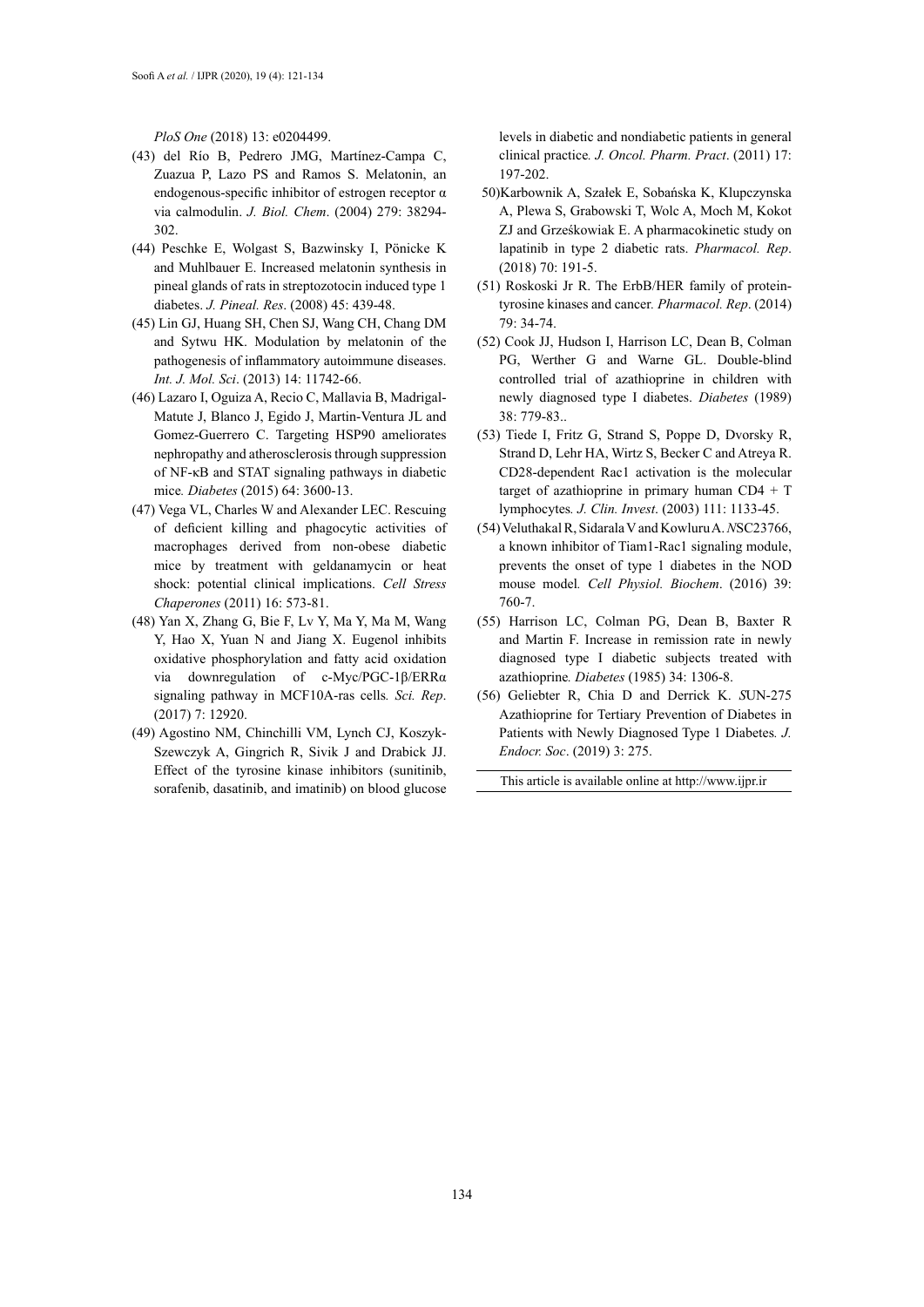*PloS One* (2018) 13: e0204499.

(43) del Río B, Pedrero JMG, Martínez-Campa C, Zuazua P, Lazo PS and Ramos S. Melatonin, an endogenous-specific inhibitor of estrogen receptor α via calmodulin. *J. Biol. Chem*. (2004) 279: 38294-302.

(44) Peschke E, Wolgast S, Bazwinsky I, Pönicke K and Muhlbauer E. Increased melatonin synthesis in pineal glands of rats in streptozotocin induced type 1 diabetes. *J. Pineal. Res*. (2008) 45: 439-48.

(45) Lin GJ, Huang SH, Chen SJ, Wang CH, Chang DM and Sytwu HK. Modulation by melatonin of the pathogenesis of inflammatory autoimmune diseases. *Int. J. Mol. Sci*. (2013) 14: 11742-66.

(46) Lazaro I, Oguiza A, Recio C, Mallavia B, Madrigal-Matute J, Blanco J, Egido J, Martin-Ventura JL and Gomez-Guerrero C. Targeting HSP90 ameliorates nephropathy and atherosclerosis through suppression of NF-κB and STAT signaling pathways in diabetic mice. *Diabetes* (2015) 64: 3600-13.

(47) Vega VL, Charles W and Alexander LEC. Rescuing of deficient killing and phagocytic activities of macrophages derived from non-obese diabetic mice by treatment with geldanamycin or heat shock: potential clinical implications. *Cell Stress Chaperones* (2011) 16: 573-81.

(48) Yan X, Zhang G, Bie F, Lv Y, Ma Y, Ma M, Wang Y, Hao X, Yuan N and Jiang X. Eugenol inhibits oxidative phosphorylation and fatty acid oxidation via downregulation of c-Myc/PGC-1β/ERRα signaling pathway in MCF10A-ras cells. *Sci. Rep*. (2017) 7: 12920.

(49) Agostino NM, Chinchilli VM, Lynch CJ, Koszyk-Szewczyk A, Gingrich R, Sivik J and Drabick JJ. Effect of the tyrosine kinase inhibitors (sunitinib, sorafenib, dasatinib, and imatinib) on blood glucose levels in diabetic and nondiabetic patients in general clinical practice. *J. Oncol. Pharm. Pract*. (2011) 17: 197-202.

50)Karbownik A, Szałek E, Sobańska K, Klupczynska A, Plewa S, Grabowski T, Wolc A, Moch M, Kokot ZJ and Grześkowiak E. A pharmacokinetic study on lapatinib in type 2 diabetic rats. *Pharmacol. Rep*. (2018) 70: 191-5.

(51) Roskoski Jr R. The ErbB/HER family of protein-tyrosine kinases and cancer. *Pharmacol. Rep*. (2014) 79: 34-74.

(52) Cook JJ, Hudson I, Harrison LC, Dean B, Colman PG, Werther G and Warne GL. Double-blind controlled trial of azathioprine in children with newly diagnosed type I diabetes. *Diabetes* (1989) 38: 779-83..

(53) Tiede I, Fritz G, Strand S, Poppe D, Dvorsky R, Strand D, Lehr HA, Wirtz S, Becker C and Atreya R. CD28-dependent Rac1 activation is the molecular target of azathioprine in primary human CD4 + T lymphocytes. *J. Clin. Invest*. (2003) 111: 1133-45.

(54) Veluthakal R, Sidarala V and Kowluru A. *N*SC23766, a known inhibitor of Tiam1-Rac1 signaling module, prevents the onset of type 1 diabetes in the NOD mouse model. *Cell Physiol. Biochem*. (2016) 39: 760-7.

(55) Harrison LC, Colman PG, Dean B, Baxter R and Martin F. Increase in remission rate in newly diagnosed type I diabetic subjects treated with azathioprine. *Diabetes* (1985) 34: 1306-8.

(56) Geliebter R, Chia D and Derrick K. *S*UN-275 Azathioprine for Tertiary Prevention of Diabetes in Patients with Newly Diagnosed Type 1 Diabetes. *J. Endocr. Soc*. (2019) 3: 275.

This article is available online at http://www.ijpr.ir